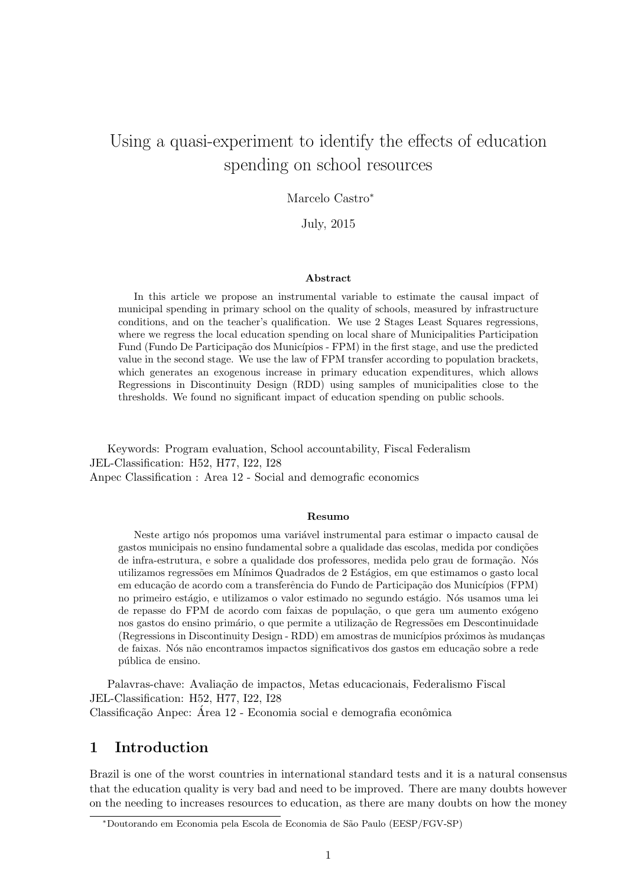# Using a quasi-experiment to identify the effects of education spending on school resources

Marcelo Castro*

July, 2015

**Abstract**

In this article we propose an instrumental variable to estimate the causal impact of municipal spending in primary school on the quality of schools, measured by infrastructure conditions, and on the teacher's qualification. We use 2 Stages Least Squares regressions, where we regress the local education spending on local share of Municipalities Participation Fund (Fundo De Participação dos Municípios - FPM) in the first stage, and use the predicted value in the second stage. We use the law of FPM transfer according to population brackets, which generates an exogenous increase in primary education expenditures, which allows Regressions in Discontinuity Design (RDD) using samples of municipalities close to the thresholds. We found no significant impact of education spending on public schools.

Keywords: Program evaluation, School accountability, Fiscal Federalism
JEL-Classification: H52, H77, I22, I28
Anpec Classification : Area 12 - Social and demografic economics

**Resumo**

Neste artigo nós propomos uma variável instrumental para estimar o impacto causal de gastos municipais no ensino fundamental sobre a qualidade das escolas, medida por condições de infra-estrutura, e sobre a qualidade dos professores, medida pelo grau de formação. Nós utilizamos regressões em Mínimos Quadrados de 2 Estágios, em que estimamos o gasto local em educação de acordo com a transferência do Fundo de Participação dos Municípios (FPM) no primeiro estágio, e utilizamos o valor estimado no segundo estágio. Nós usamos uma lei de repasse do FPM de acordo com faixas de população, o que gera um aumento exógeno nos gastos do ensino primário, o que permite a utilização de Regressões em Descontinuidade (Regressions in Discontinuity Design - RDD) em amostras de municípios próximos às mudanças de faixas. Nós não encontramos impactos significativos dos gastos em educação sobre a rede pública de ensino.

Palavras-chave: Avaliação de impactos, Metas educacionais, Federalismo Fiscal
JEL-Classification: H52, H77, I22, I28
Classificação Anpec: Área 12 - Economia social e demografia econômica

## 1 Introduction

Brazil is one of the worst countries in international standard tests and it is a natural consensus that the education quality is very bad and need to be improved. There are many doubts however on the needing to increases resources to education, as there are many doubts on how the money

*Doutorando em Economia pela Escola de Economia de São Paulo (EESP/FGV-SP)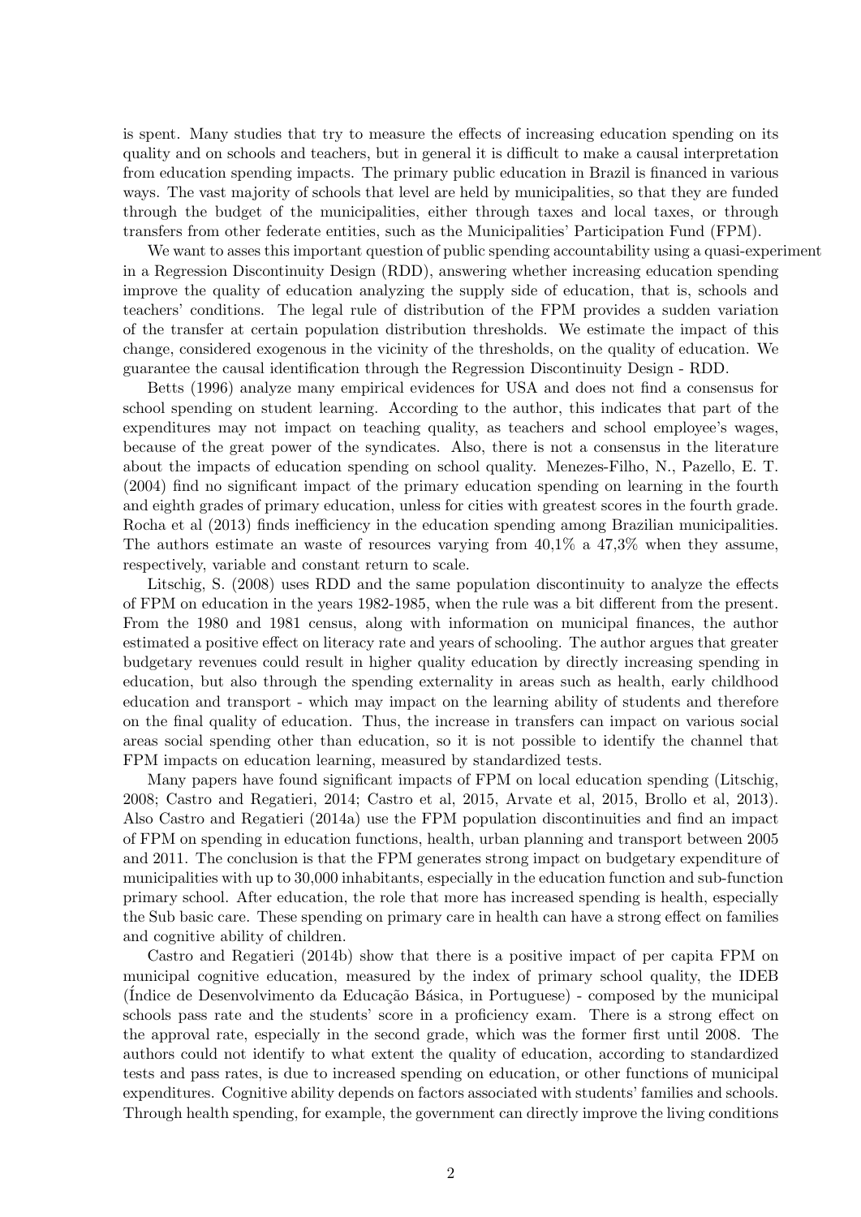is spent. Many studies that try to measure the effects of increasing education spending on its quality and on schools and teachers, but in general it is difficult to make a causal interpretation from education spending impacts. The primary public education in Brazil is financed in various ways. The vast majority of schools that level are held by municipalities, so that they are funded through the budget of the municipalities, either through taxes and local taxes, or through transfers from other federate entities, such as the Municipalities' Participation Fund (FPM).

We want to asses this important question of public spending accountability using a quasi-experiment in a Regression Discontinuity Design (RDD), answering whether increasing education spending improve the quality of education analyzing the supply side of education, that is, schools and teachers' conditions. The legal rule of distribution of the FPM provides a sudden variation of the transfer at certain population distribution thresholds. We estimate the impact of this change, considered exogenous in the vicinity of the thresholds, on the quality of education. We guarantee the causal identification through the Regression Discontinuity Design - RDD.

Betts (1996) analyze many empirical evidences for USA and does not find a consensus for school spending on student learning. According to the author, this indicates that part of the expenditures may not impact on teaching quality, as teachers and school employee's wages, because of the great power of the syndicates. Also, there is not a consensus in the literature about the impacts of education spending on school quality. Menezes-Filho, N., Pazello, E. T. (2004) find no significant impact of the primary education spending on learning in the fourth and eighth grades of primary education, unless for cities with greatest scores in the fourth grade. Rocha et al (2013) finds inefficiency in the education spending among Brazilian municipalities. The authors estimate an waste of resources varying from 40,1% a 47,3% when they assume, respectively, variable and constant return to scale.

Litschig, S. (2008) uses RDD and the same population discontinuity to analyze the effects of FPM on education in the years 1982-1985, when the rule was a bit different from the present. From the 1980 and 1981 census, along with information on municipal finances, the author estimated a positive effect on literacy rate and years of schooling. The author argues that greater budgetary revenues could result in higher quality education by directly increasing spending in education, but also through the spending externality in areas such as health, early childhood education and transport - which may impact on the learning ability of students and therefore on the final quality of education. Thus, the increase in transfers can impact on various social areas social spending other than education, so it is not possible to identify the channel that FPM impacts on education learning, measured by standardized tests.

Many papers have found significant impacts of FPM on local education spending (Litschig, 2008; Castro and Regatieri, 2014; Castro et al, 2015, Arvate et al, 2015, Brollo et al, 2013). Also Castro and Regatieri (2014a) use the FPM population discontinuities and find an impact of FPM on spending in education functions, health, urban planning and transport between 2005 and 2011. The conclusion is that the FPM generates strong impact on budgetary expenditure of municipalities with up to 30,000 inhabitants, especially in the education function and sub-function primary school. After education, the role that more has increased spending is health, especially the Sub basic care. These spending on primary care in health can have a strong effect on families and cognitive ability of children.

Castro and Regatieri (2014b) show that there is a positive impact of per capita FPM on municipal cognitive education, measured by the index of primary school quality, the IDEB (Índice de Desenvolvimento da Educação Básica, in Portuguese) - composed by the municipal schools pass rate and the students' score in a proficiency exam. There is a strong effect on the approval rate, especially in the second grade, which was the former first until 2008. The authors could not identify to what extent the quality of education, according to standardized tests and pass rates, is due to increased spending on education, or other functions of municipal expenditures. Cognitive ability depends on factors associated with students' families and schools. Through health spending, for example, the government can directly improve the living conditions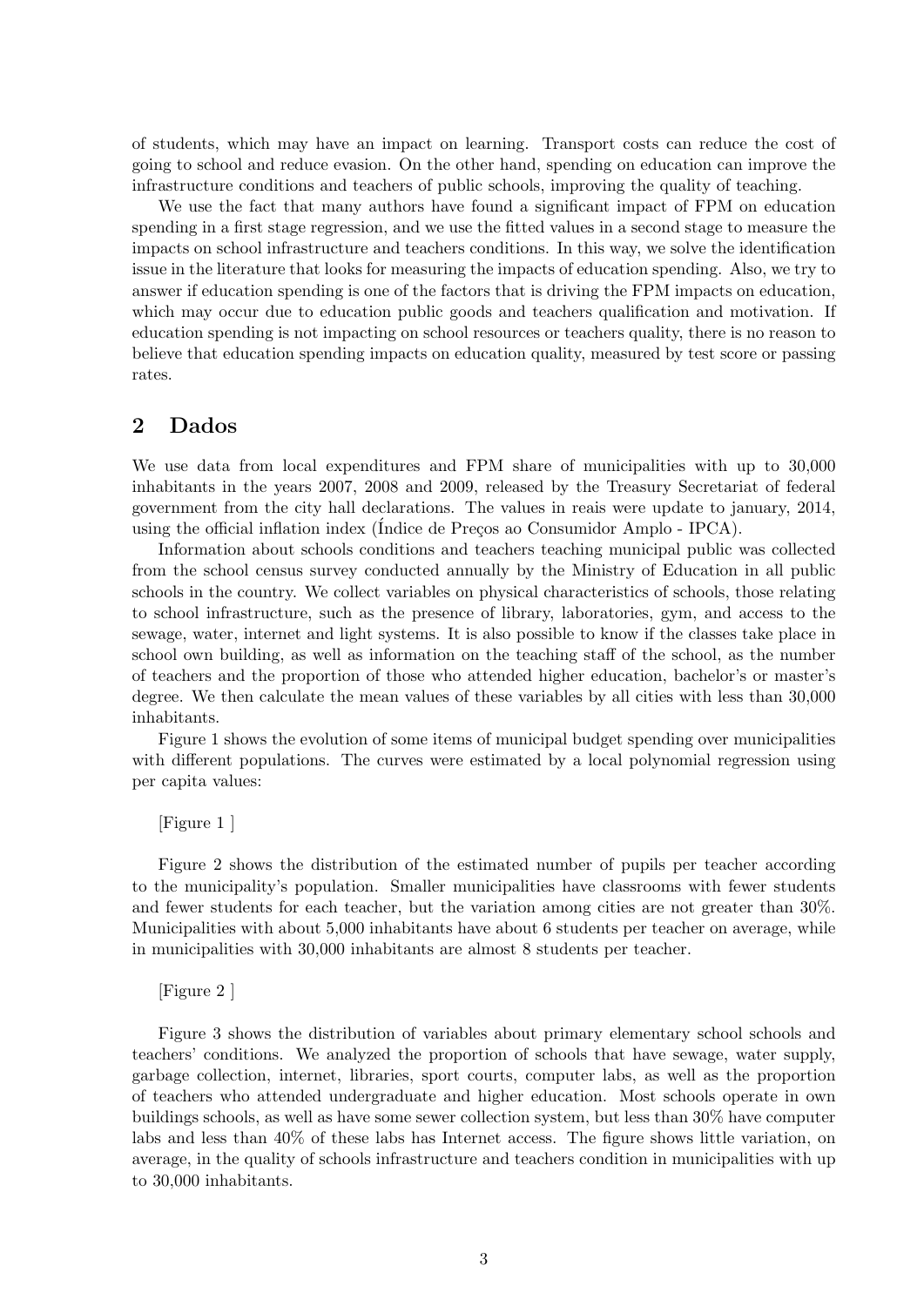of students, which may have an impact on learning. Transport costs can reduce the cost of going to school and reduce evasion. On the other hand, spending on education can improve the infrastructure conditions and teachers of public schools, improving the quality of teaching.

We use the fact that many authors have found a significant impact of FPM on education spending in a first stage regression, and we use the fitted values in a second stage to measure the impacts on school infrastructure and teachers conditions. In this way, we solve the identification issue in the literature that looks for measuring the impacts of education spending. Also, we try to answer if education spending is one of the factors that is driving the FPM impacts on education, which may occur due to education public goods and teachers qualification and motivation. If education spending is not impacting on school resources or teachers quality, there is no reason to believe that education spending impacts on education quality, measured by test score or passing rates.

## 2 Dados

We use data from local expenditures and FPM share of municipalities with up to 30,000 inhabitants in the years 2007, 2008 and 2009, released by the Treasury Secretariat of federal government from the city hall declarations. The values in reais were update to january, 2014, using the official inflation index (Índice de Preços ao Consumidor Amplo - IPCA).

Information about schools conditions and teachers teaching municipal public was collected from the school census survey conducted annually by the Ministry of Education in all public schools in the country. We collect variables on physical characteristics of schools, those relating to school infrastructure, such as the presence of library, laboratories, gym, and access to the sewage, water, internet and light systems. It is also possible to know if the classes take place in school own building, as well as information on the teaching staff of the school, as the number of teachers and the proportion of those who attended higher education, bachelor's or master's degree. We then calculate the mean values of these variables by all cities with less than 30,000 inhabitants.

Figure 1 shows the evolution of some items of municipal budget spending over municipalities with different populations. The curves were estimated by a local polynomial regression using per capita values:

[Figure 1 ]

Figure 2 shows the distribution of the estimated number of pupils per teacher according to the municipality's population. Smaller municipalities have classrooms with fewer students and fewer students for each teacher, but the variation among cities are not greater than 30%. Municipalities with about 5,000 inhabitants have about 6 students per teacher on average, while in municipalities with 30,000 inhabitants are almost 8 students per teacher.

[Figure 2 ]

Figure 3 shows the distribution of variables about primary elementary school schools and teachers' conditions. We analyzed the proportion of schools that have sewage, water supply, garbage collection, internet, libraries, sport courts, computer labs, as well as the proportion of teachers who attended undergraduate and higher education. Most schools operate in own buildings schools, as well as have some sewer collection system, but less than 30% have computer labs and less than 40% of these labs has Internet access. The figure shows little variation, on average, in the quality of schools infrastructure and teachers condition in municipalities with up to 30,000 inhabitants.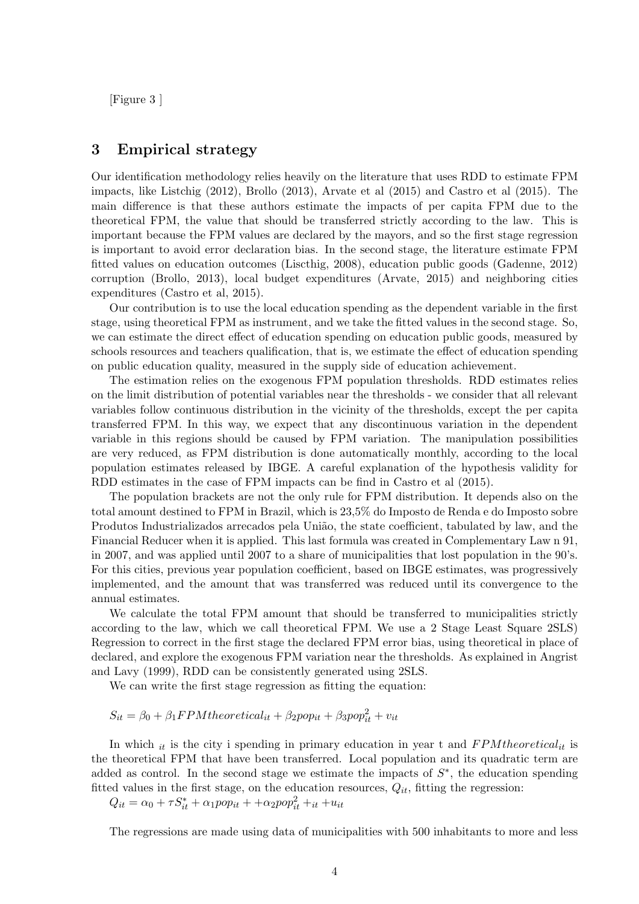[Figure 3 ]

## 3 Empirical strategy

Our identification methodology relies heavily on the literature that uses RDD to estimate FPM impacts, like Listchig (2012), Brollo (2013), Arvate et al (2015) and Castro et al (2015). The main difference is that these authors estimate the impacts of per capita FPM due to the theoretical FPM, the value that should be transferred strictly according to the law. This is important because the FPM values are declared by the mayors, and so the first stage regression is important to avoid error declaration bias. In the second stage, the literature estimate FPM fitted values on education outcomes (Liscthig, 2008), education public goods (Gadenne, 2012) corruption (Brollo, 2013), local budget expenditures (Arvate, 2015) and neighboring cities expenditures (Castro et al, 2015).

Our contribution is to use the local education spending as the dependent variable in the first stage, using theoretical FPM as instrument, and we take the fitted values in the second stage. So, we can estimate the direct effect of education spending on education public goods, measured by schools resources and teachers qualification, that is, we estimate the effect of education spending on public education quality, measured in the supply side of education achievement.

The estimation relies on the exogenous FPM population thresholds. RDD estimates relies on the limit distribution of potential variables near the thresholds - we consider that all relevant variables follow continuous distribution in the vicinity of the thresholds, except the per capita transferred FPM. In this way, we expect that any discontinuous variation in the dependent variable in this regions should be caused by FPM variation. The manipulation possibilities are very reduced, as FPM distribution is done automatically monthly, according to the local population estimates released by IBGE. A careful explanation of the hypothesis validity for RDD estimates in the case of FPM impacts can be find in Castro et al (2015).

The population brackets are not the only rule for FPM distribution. It depends also on the total amount destined to FPM in Brazil, which is 23,5% do Imposto de Renda e do Imposto sobre Produtos Industrializados arrecados pela União, the state coefficient, tabulated by law, and the Financial Reducer when it is applied. This last formula was created in Complementary Law n 91, in 2007, and was applied until 2007 to a share of municipalities that lost population in the 90's. For this cities, previous year population coefficient, based on IBGE estimates, was progressively implemented, and the amount that was transferred was reduced until its convergence to the annual estimates.

We calculate the total FPM amount that should be transferred to municipalities strictly according to the law, which we call theoretical FPM. We use a 2 Stage Least Square 2SLS) Regression to correct in the first stage the declared FPM error bias, using theoretical in place of declared, and explore the exogenous FPM variation near the thresholds. As explained in Angrist and Lavy (1999), RDD can be consistently generated using 2SLS.

We can write the first stage regression as fitting the equation:

$$S_{it} = \beta_0 + \beta_1 FPMtheoretical_{it} + \beta_2 pop_{it} + \beta_3 pop_{it}^2 + v_{it}$$

In which $_{it}$ is the city i spending in primary education in year t and $FPMtheoretical_{it}$ is the theoretical FPM that have been transferred. Local population and its quadratic term are added as control. In the second stage we estimate the impacts of $S^{*}$, the education spending fitted values in the first stage, on the education resources, $Q_{it}$, fitting the regression:

$$Q_{it} = \alpha_0 + \tau S_{it}^{*} + \alpha_1 pop_{it} + +\alpha_2 pop_{it}^2 +_{it} + u_{it}$$

The regressions are made using data of municipalities with 500 inhabitants to more and less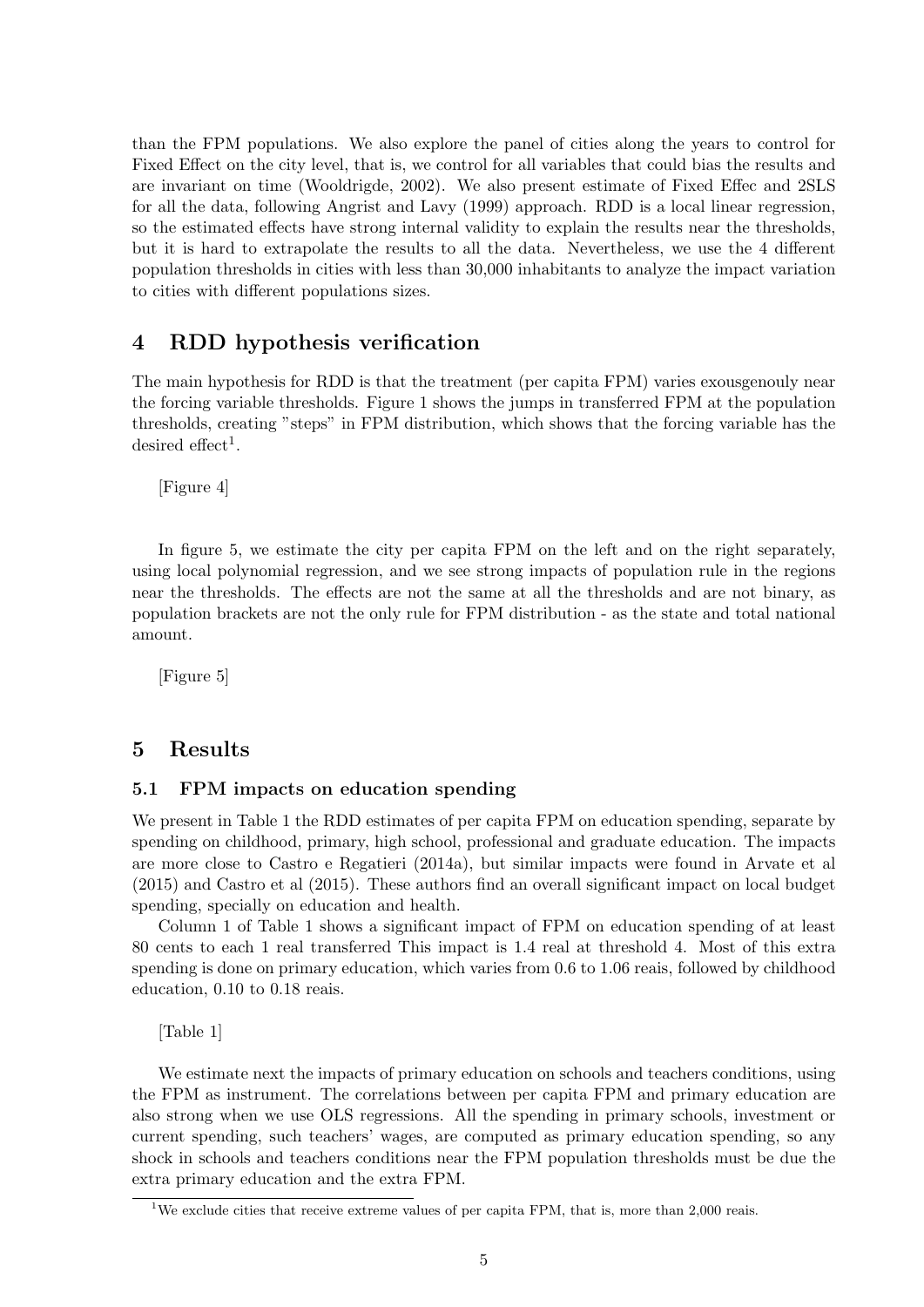than the FPM populations. We also explore the panel of cities along the years to control for Fixed Effect on the city level, that is, we control for all variables that could bias the results and are invariant on time (Wooldrigde, 2002). We also present estimate of Fixed Effec and 2SLS for all the data, following Angrist and Lavy (1999) approach. RDD is a local linear regression, so the estimated effects have strong internal validity to explain the results near the thresholds, but it is hard to extrapolate the results to all the data. Nevertheless, we use the 4 different population thresholds in cities with less than 30,000 inhabitants to analyze the impact variation to cities with different populations sizes.

## 4 RDD hypothesis verification

The main hypothesis for RDD is that the treatment (per capita FPM) varies exousgenouly near the forcing variable thresholds. Figure 1 shows the jumps in transferred FPM at the population thresholds, creating "steps" in FPM distribution, which shows that the forcing variable has the desired effect[1].

[Figure 4]

In figure 5, we estimate the city per capita FPM on the left and on the right separately, using local polynomial regression, and we see strong impacts of population rule in the regions near the thresholds. The effects are not the same at all the thresholds and are not binary, as population brackets are not the only rule for FPM distribution - as the state and total national amount.

[Figure 5]

## 5 Results

### 5.1 FPM impacts on education spending

We present in Table 1 the RDD estimates of per capita FPM on education spending, separate by spending on childhood, primary, high school, professional and graduate education. The impacts are more close to Castro e Regatieri (2014a), but similar impacts were found in Arvate et al (2015) and Castro et al (2015). These authors find an overall significant impact on local budget spending, specially on education and health.

Column 1 of Table 1 shows a significant impact of FPM on education spending of at least 80 cents to each 1 real transferred This impact is 1.4 real at threshold 4. Most of this extra spending is done on primary education, which varies from 0.6 to 1.06 reais, followed by childhood education, 0.10 to 0.18 reais.

[Table 1]

We estimate next the impacts of primary education on schools and teachers conditions, using the FPM as instrument. The correlations between per capita FPM and primary education are also strong when we use OLS regressions. All the spending in primary schools, investment or current spending, such teachers' wages, are computed as primary education spending, so any shock in schools and teachers conditions near the FPM population thresholds must be due the extra primary education and the extra FPM.

[1] We exclude cities that receive extreme values of per capita FPM, that is, more than 2,000 reais.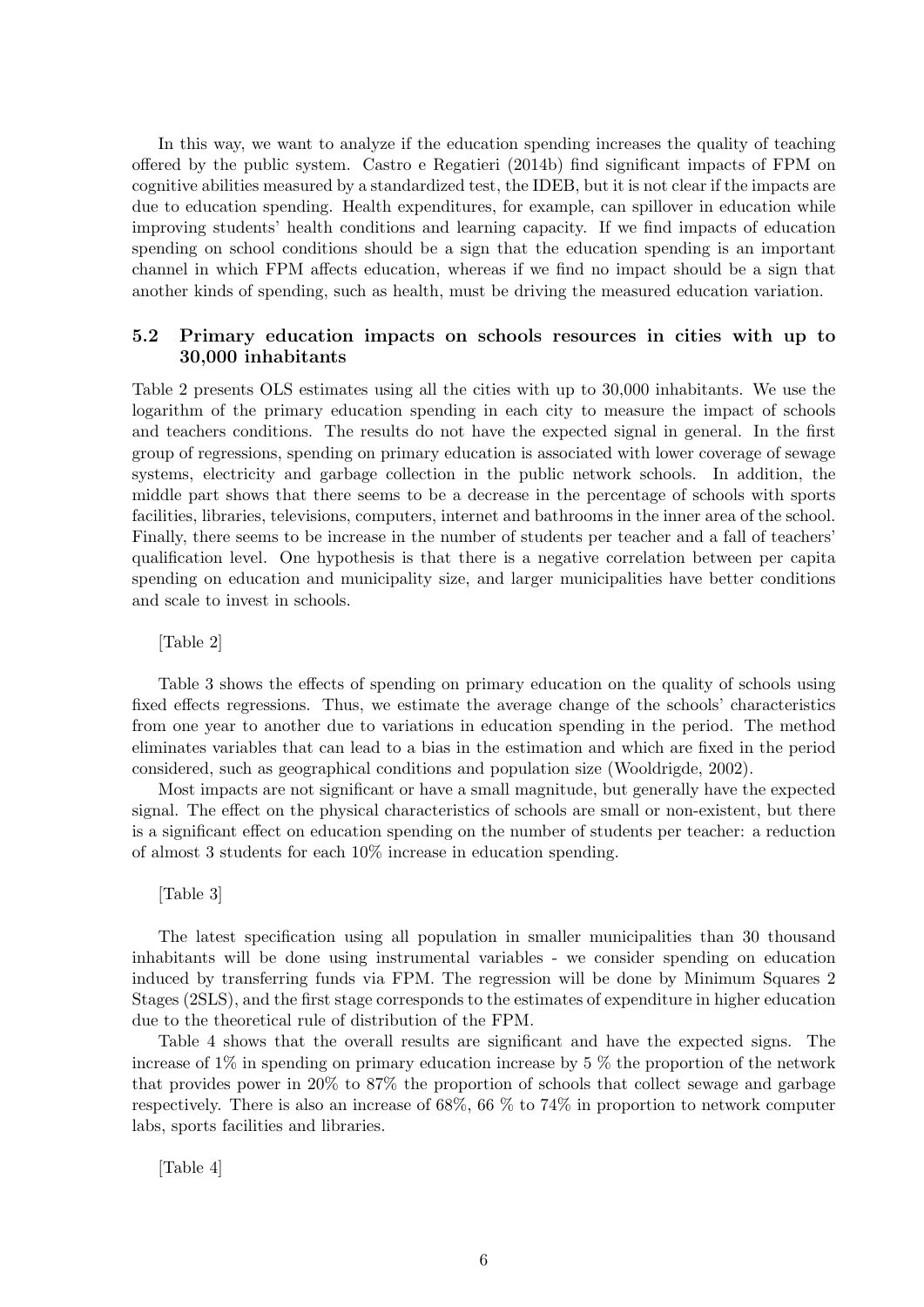In this way, we want to analyze if the education spending increases the quality of teaching offered by the public system. Castro e Regatieri (2014b) find significant impacts of FPM on cognitive abilities measured by a standardized test, the IDEB, but it is not clear if the impacts are due to education spending. Health expenditures, for example, can spillover in education while improving students' health conditions and learning capacity. If we find impacts of education spending on school conditions should be a sign that the education spending is an important channel in which FPM affects education, whereas if we find no impact should be a sign that another kinds of spending, such as health, must be driving the measured education variation.

### 5.2 Primary education impacts on schools resources in cities with up to 30,000 inhabitants

Table 2 presents OLS estimates using all the cities with up to 30,000 inhabitants. We use the logarithm of the primary education spending in each city to measure the impact of schools and teachers conditions. The results do not have the expected signal in general. In the first group of regressions, spending on primary education is associated with lower coverage of sewage systems, electricity and garbage collection in the public network schools. In addition, the middle part shows that there seems to be a decrease in the percentage of schools with sports facilities, libraries, televisions, computers, internet and bathrooms in the inner area of the school. Finally, there seems to be increase in the number of students per teacher and a fall of teachers' qualification level. One hypothesis is that there is a negative correlation between per capita spending on education and municipality size, and larger municipalities have better conditions and scale to invest in schools.

[Table 2]

Table 3 shows the effects of spending on primary education on the quality of schools using fixed effects regressions. Thus, we estimate the average change of the schools' characteristics from one year to another due to variations in education spending in the period. The method eliminates variables that can lead to a bias in the estimation and which are fixed in the period considered, such as geographical conditions and population size (Wooldrigde, 2002).

Most impacts are not significant or have a small magnitude, but generally have the expected signal. The effect on the physical characteristics of schools are small or non-existent, but there is a significant effect on education spending on the number of students per teacher: a reduction of almost 3 students for each 10% increase in education spending.

[Table 3]

The latest specification using all population in smaller municipalities than 30 thousand inhabitants will be done using instrumental variables - we consider spending on education induced by transferring funds via FPM. The regression will be done by Minimum Squares 2 Stages (2SLS), and the first stage corresponds to the estimates of expenditure in higher education due to the theoretical rule of distribution of the FPM.

Table 4 shows that the overall results are significant and have the expected signs. The increase of 1% in spending on primary education increase by 5 % the proportion of the network that provides power in 20% to 87% the proportion of schools that collect sewage and garbage respectively. There is also an increase of 68%, 66 % to 74% in proportion to network computer labs, sports facilities and libraries.

[Table 4]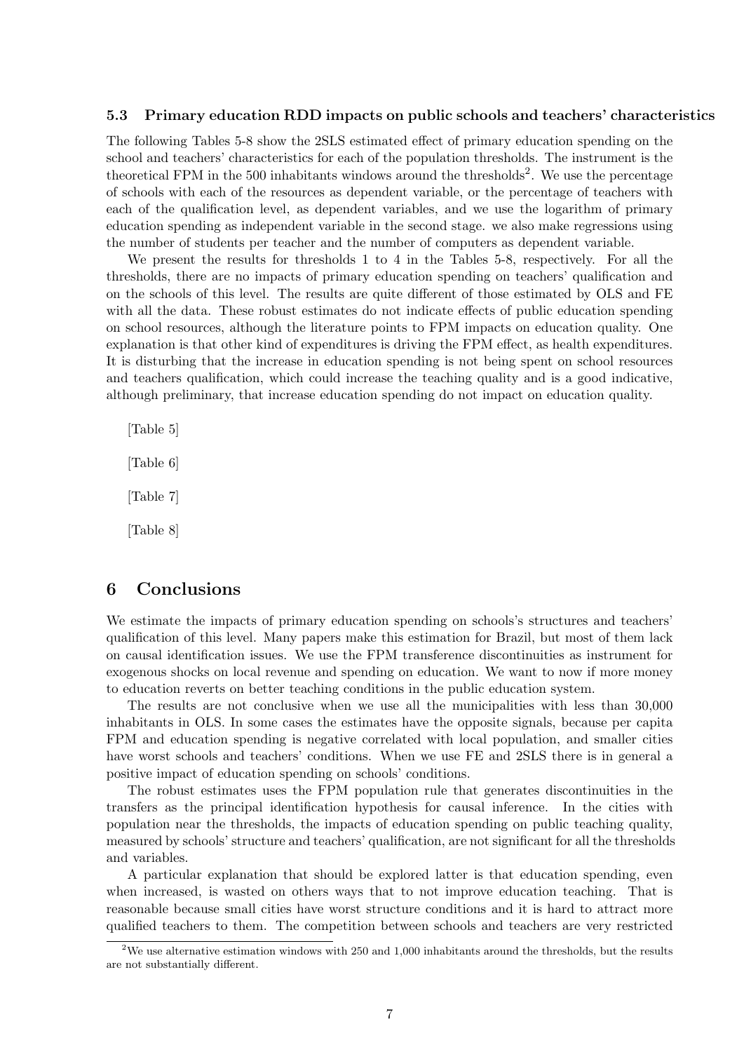### 5.3 Primary education RDD impacts on public schools and teachers' characteristics

The following Tables 5-8 show the 2SLS estimated effect of primary education spending on the school and teachers' characteristics for each of the population thresholds. The instrument is the theoretical FPM in the 500 inhabitants windows around the thresholds[2]. We use the percentage of schools with each of the resources as dependent variable, or the percentage of teachers with each of the qualification level, as dependent variables, and we use the logarithm of primary education spending as independent variable in the second stage. we also make regressions using the number of students per teacher and the number of computers as dependent variable.

We present the results for thresholds 1 to 4 in the Tables 5-8, respectively. For all the thresholds, there are no impacts of primary education spending on teachers' qualification and on the schools of this level. The results are quite different of those estimated by OLS and FE with all the data. These robust estimates do not indicate effects of public education spending on school resources, although the literature points to FPM impacts on education quality. One explanation is that other kind of expenditures is driving the FPM effect, as health expenditures. It is disturbing that the increase in education spending is not being spent on school resources and teachers qualification, which could increase the teaching quality and is a good indicative, although preliminary, that increase education spending do not impact on education quality.

[Table 5]

[Table 6]

[Table 7]

[Table 8]

## 6 Conclusions

We estimate the impacts of primary education spending on schools's structures and teachers' qualification of this level. Many papers make this estimation for Brazil, but most of them lack on causal identification issues. We use the FPM transference discontinuities as instrument for exogenous shocks on local revenue and spending on education. We want to now if more money to education reverts on better teaching conditions in the public education system.

The results are not conclusive when we use all the municipalities with less than 30,000 inhabitants in OLS. In some cases the estimates have the opposite signals, because per capita FPM and education spending is negative correlated with local population, and smaller cities have worst schools and teachers' conditions. When we use FE and 2SLS there is in general a positive impact of education spending on schools' conditions.

The robust estimates uses the FPM population rule that generates discontinuities in the transfers as the principal identification hypothesis for causal inference. In the cities with population near the thresholds, the impacts of education spending on public teaching quality, measured by schools' structure and teachers' qualification, are not significant for all the thresholds and variables.

A particular explanation that should be explored latter is that education spending, even when increased, is wasted on others ways that to not improve education teaching. That is reasonable because small cities have worst structure conditions and it is hard to attract more qualified teachers to them. The competition between schools and teachers are very restricted

[2] We use alternative estimation windows with 250 and 1,000 inhabitants around the thresholds, but the results are not substantially different.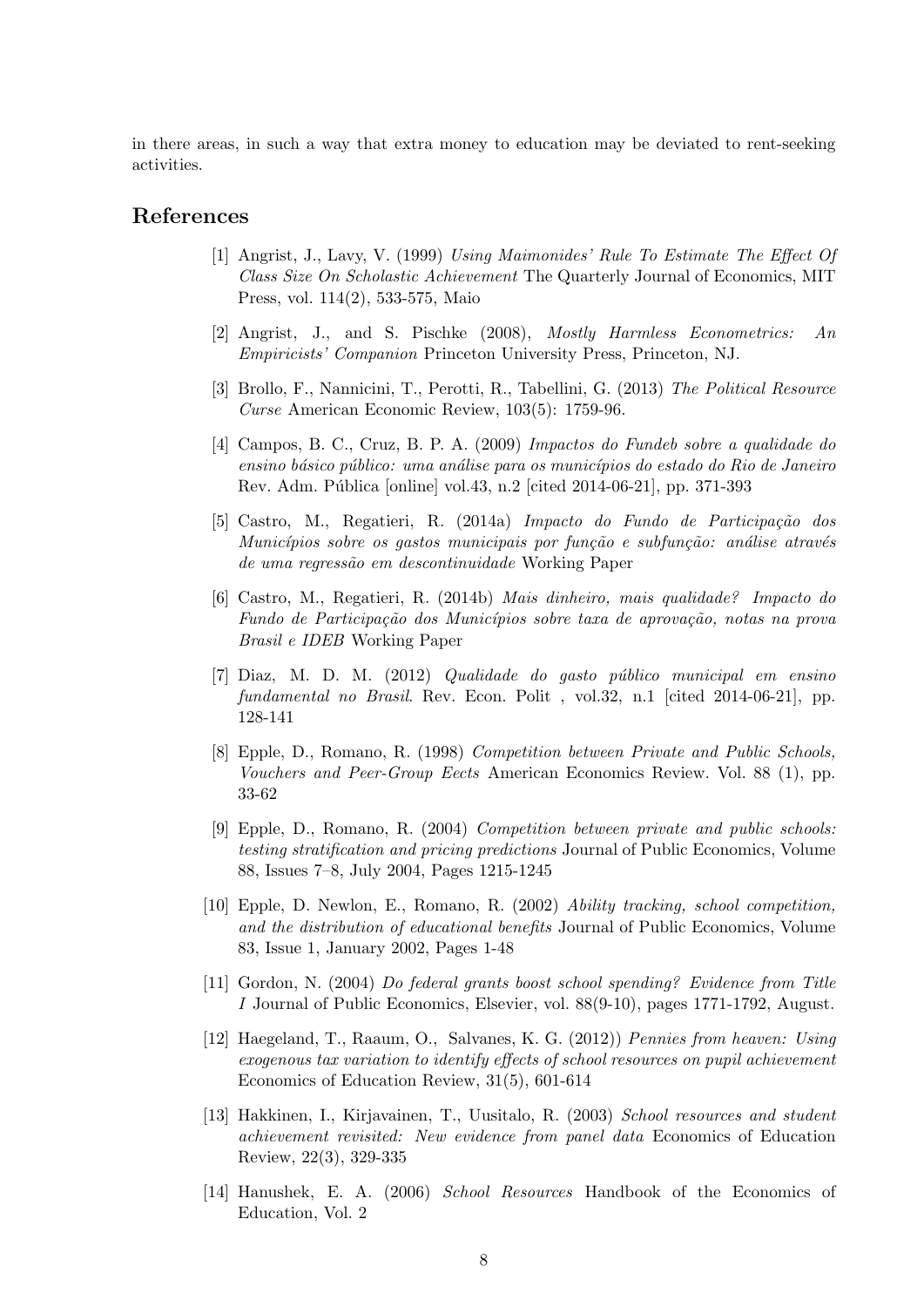in there areas, in such a way that extra money to education may be deviated to rent-seeking activities.

## References

[1] Angrist, J., Lavy, V. (1999) *Using Maimonides' Rule To Estimate The Effect Of Class Size On Scholastic Achievement* The Quarterly Journal of Economics, MIT Press, vol. 114(2), 533-575, Maio

[2] Angrist, J., and S. Pischke (2008), *Mostly Harmless Econometrics: An Empiricists' Companion* Princeton University Press, Princeton, NJ.

[3] Brollo, F., Nannicini, T., Perotti, R., Tabellini, G. (2013) *The Political Resource Curse* American Economic Review, 103(5): 1759-96.

[4] Campos, B. C., Cruz, B. P. A. (2009) *Impactos do Fundeb sobre a qualidade do ensino básico público: uma análise para os municípios do estado do Rio de Janeiro* Rev. Adm. Pública [online] vol.43, n.2 [cited 2014-06-21], pp. 371-393

[5] Castro, M., Regatieri, R. (2014a) *Impacto do Fundo de Participação dos Municípios sobre os gastos municipais por função e subfunção: análise através de uma regressão em descontinuidade* Working Paper

[6] Castro, M., Regatieri, R. (2014b) *Mais dinheiro, mais qualidade? Impacto do Fundo de Participação dos Municípios sobre taxa de aprovação, notas na prova Brasil e IDEB* Working Paper

[7] Diaz, M. D. M. (2012) *Qualidade do gasto público municipal em ensino fundamental no Brasil*. Rev. Econ. Polit , vol.32, n.1 [cited 2014-06-21], pp. 128-141

[8] Epple, D., Romano, R. (1998) *Competition between Private and Public Schools, Vouchers and Peer-Group Eects* American Economics Review. Vol. 88 (1), pp. 33-62

[9] Epple, D., Romano, R. (2004) *Competition between private and public schools: testing stratification and pricing predictions* Journal of Public Economics, Volume 88, Issues 7–8, July 2004, Pages 1215-1245

[10] Epple, D. Newlon, E., Romano, R. (2002) *Ability tracking, school competition, and the distribution of educational benefits* Journal of Public Economics, Volume 83, Issue 1, January 2002, Pages 1-48

[11] Gordon, N. (2004) *Do federal grants boost school spending? Evidence from Title I* Journal of Public Economics, Elsevier, vol. 88(9-10), pages 1771-1792, August.

[12] Haegeland, T., Raaum, O., Salvanes, K. G. (2012)) *Pennies from heaven: Using exogenous tax variation to identify effects of school resources on pupil achievement* Economics of Education Review, 31(5), 601-614

[13] Hakkinen, I., Kirjavainen, T., Uusitalo, R. (2003) *School resources and student achievement revisited: New evidence from panel data* Economics of Education Review, 22(3), 329-335

[14] Hanushek, E. A. (2006) *School Resources* Handbook of the Economics of Education, Vol. 2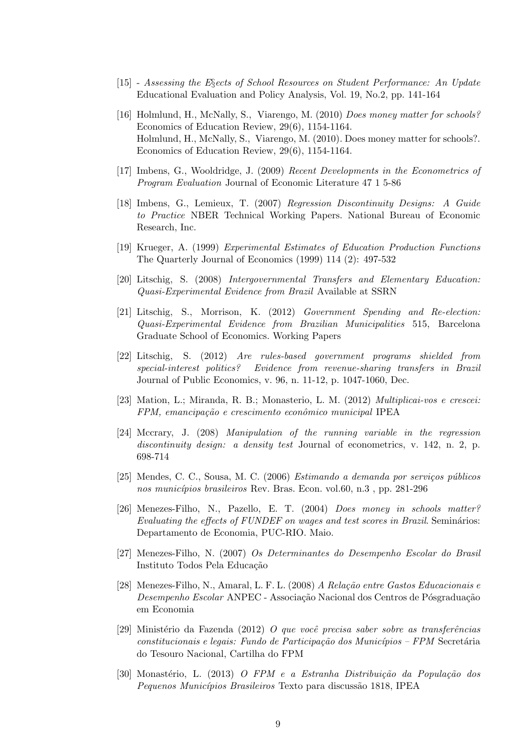[15] - *Assessing the E§ects of School Resources on Student Performance: An Update* Educational Evaluation and Policy Analysis, Vol. 19, No.2, pp. 141-164

[16] Holmlund, H., McNally, S., Viarengo, M. (2010) *Does money matter for schools?* Economics of Education Review, 29(6), 1154-1164.
Holmlund, H., McNally, S., Viarengo, M. (2010). Does money matter for schools?. Economics of Education Review, 29(6), 1154-1164.

[17] Imbens, G., Wooldridge, J. (2009) *Recent Developments in the Econometrics of Program Evaluation* Journal of Economic Literature 47 1 5-86

[18] Imbens, G., Lemieux, T. (2007) *Regression Discontinuity Designs: A Guide to Practice* NBER Technical Working Papers. National Bureau of Economic Research, Inc.

[19] Krueger, A. (1999) *Experimental Estimates of Education Production Functions* The Quarterly Journal of Economics (1999) 114 (2): 497-532

[20] Litschig, S. (2008) *Intergovernmental Transfers and Elementary Education: Quasi-Experimental Evidence from Brazil* Available at SSRN

[21] Litschig, S., Morrison, K. (2012) *Government Spending and Re-election: Quasi-Experimental Evidence from Brazilian Municipalities* 515, Barcelona Graduate School of Economics. Working Papers

[22] Litschig, S. (2012) *Are rules-based government programs shielded from special-interest politics? Evidence from revenue-sharing transfers in Brazil* Journal of Public Economics, v. 96, n. 11-12, p. 1047-1060, Dec.

[23] Mation, L.; Miranda, R. B.; Monasterio, L. M. (2012) *Multiplicai-vos e crescei: FPM, emancipação e crescimento econômico municipal* IPEA

[24] Mccrary, J. (208) *Manipulation of the running variable in the regression discontinuity design: a density test* Journal of econometrics, v. 142, n. 2, p. 698-714

[25] Mendes, C. C., Sousa, M. C. (2006) *Estimando a demanda por serviços públicos nos municípios brasileiros* Rev. Bras. Econ. vol.60, n.3 , pp. 281-296

[26] Menezes-Filho, N., Pazello, E. T. (2004) *Does money in schools matter? Evaluating the effects of FUNDEF on wages and test scores in Brazil*. Seminários: Departamento de Economia, PUC-RIO. Maio.

[27] Menezes-Filho, N. (2007) *Os Determinantes do Desempenho Escolar do Brasil* Instituto Todos Pela Educação

[28] Menezes-Filho, N., Amaral, L. F. L. (2008) *A Relação entre Gastos Educacionais e Desempenho Escolar* ANPEC - Associação Nacional dos Centros de Pósgraduação em Economia

[29] Ministério da Fazenda (2012) *O que você precisa saber sobre as transferências constitucionais e legais: Fundo de Participação dos Municípios – FPM* Secretária do Tesouro Nacional, Cartilha do FPM

[30] Monastério, L. (2013) *O FPM e a Estranha Distribuição da População dos Pequenos Municípios Brasileiros* Texto para discussão 1818, IPEA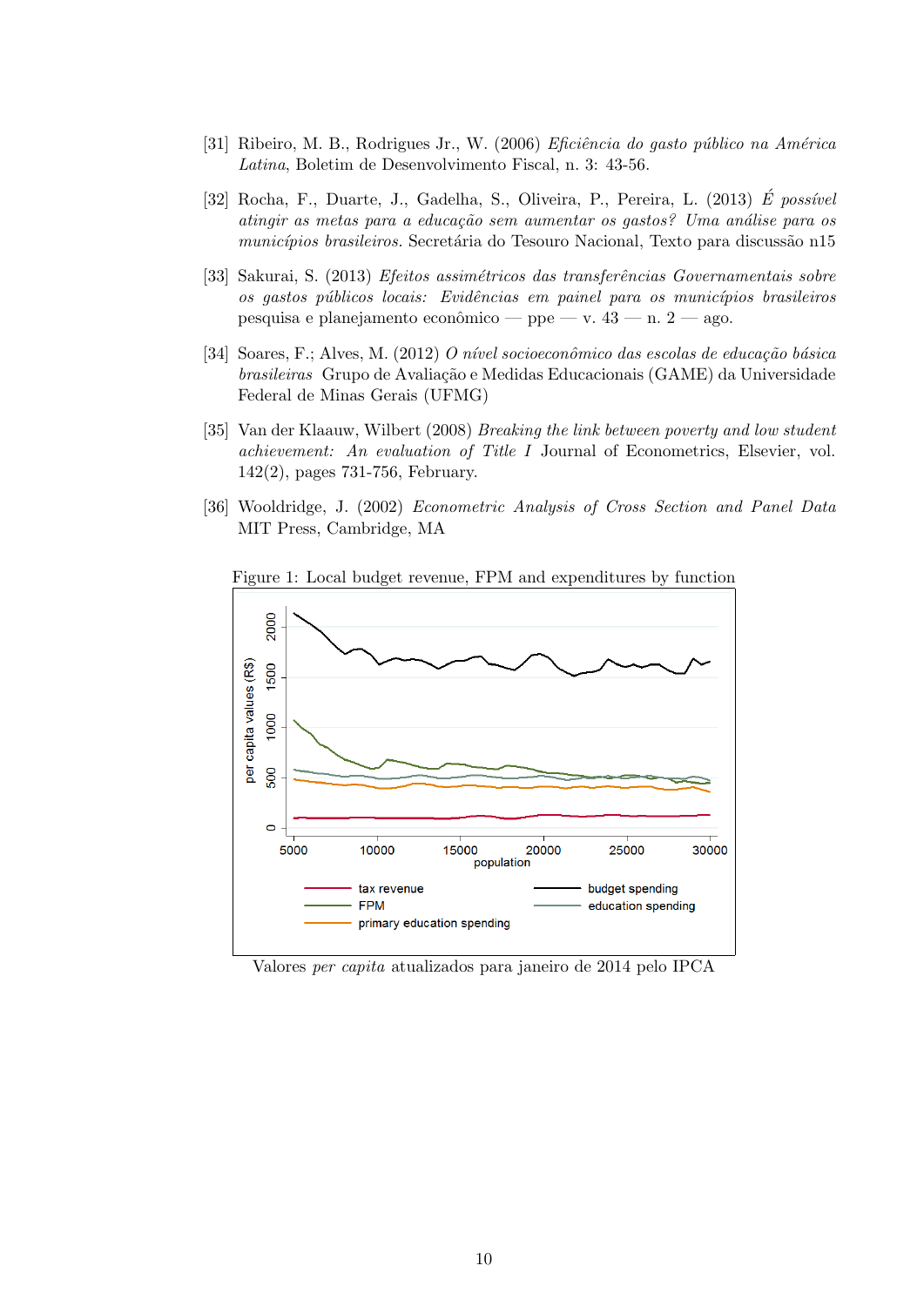[31] Ribeiro, M. B., Rodrigues Jr., W. (2006) *Eficiência do gasto público na América Latina*, Boletim de Desenvolvimento Fiscal, n. 3: 43-56.

[32] Rocha, F., Duarte, J., Gadelha, S., Oliveira, P., Pereira, L. (2013) *É possível atingir as metas para a educação sem aumentar os gastos? Uma análise para os municípios brasileiros.* Secretária do Tesouro Nacional, Texto para discussão n15

[33] Sakurai, S. (2013) *Efeitos assimétricos das transferências Governamentais sobre os gastos públicos locais: Evidências em painel para os municípios brasileiros* pesquisa e planejamento econômico — ppe — v. 43 — n. 2 — ago.

[34] Soares, F.; Alves, M. (2012) *O nível socioeconômico das escolas de educação básica brasileiras* Grupo de Avaliação e Medidas Educacionais (GAME) da Universidade Federal de Minas Gerais (UFMG)

[35] Van der Klaauw, Wilbert (2008) *Breaking the link between poverty and low student achievement: An evaluation of Title I* Journal of Econometrics, Elsevier, vol. 142(2), pages 731-756, February.

[36] Wooldridge, J. (2002) *Econometric Analysis of Cross Section and Panel Data* MIT Press, Cambridge, MA

Figure 1: Local budget revenue, FPM and expenditures by function

per capita values (R$)
0
500
1000
1500
2000
5000
10000
15000
20000
25000
30000
population

tax revenue
budget spending
FPM
education spending
primary education spending

Valores *per capita* atualizados para janeiro de 2014 pelo IPCA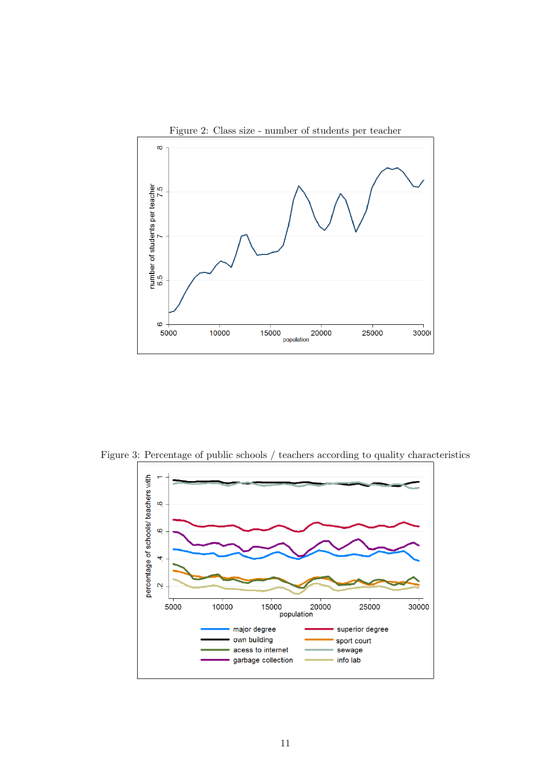Figure 2: Class size - number of students per teacher

number of students per teacher

8
7.5
7
6.5
6

5000
10000
15000
20000
25000
30000

population

Figure 3: Percentage of public schools / teachers according to quality characteristics

percentage of schools/ teachers with

1
.8
.6
.4
.2

5000
10000
15000
20000
25000
30000

population

major degree
superior degree
own building
sport court
acess to internet
sewage
garbage collection
info lab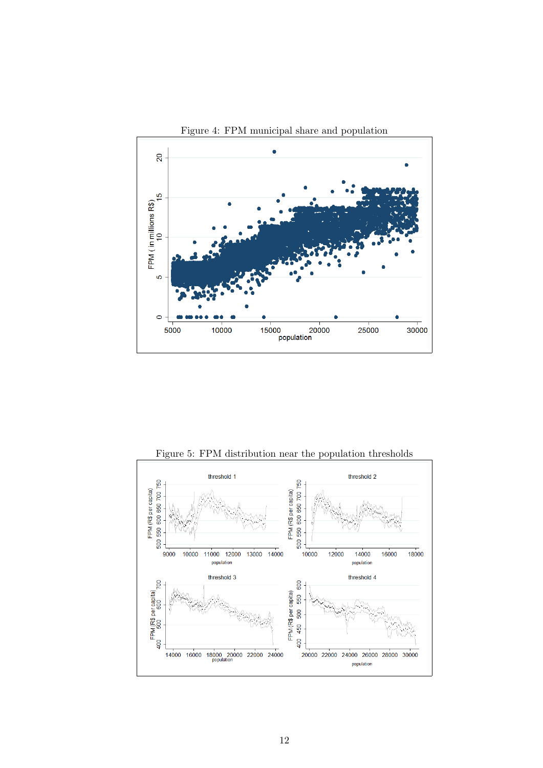Figure 4: FPM municipal share and population

FPM ( in millions R$)

0
5
10
15
20

5000
10000
15000
20000
25000
30000

population

Figure 5: FPM distribution near the population thresholds

threshold 1

FPM (R$ per capita)

500 550 600 650 700 750

9000 10000 11000 12000 13000 14000

population

threshold 2

FPM (R$ per capita)

500 550 600 650 700 750

10000 12000 14000 16000 18000

population

threshold 3

FPM (R$ per capita)

400 500 600 700

14000 16000 18000 20000 22000 24000

population

threshold 4

FPM (R$ per capita)

400 450 500 550 600

20000 22000 24000 26000 28000 30000

population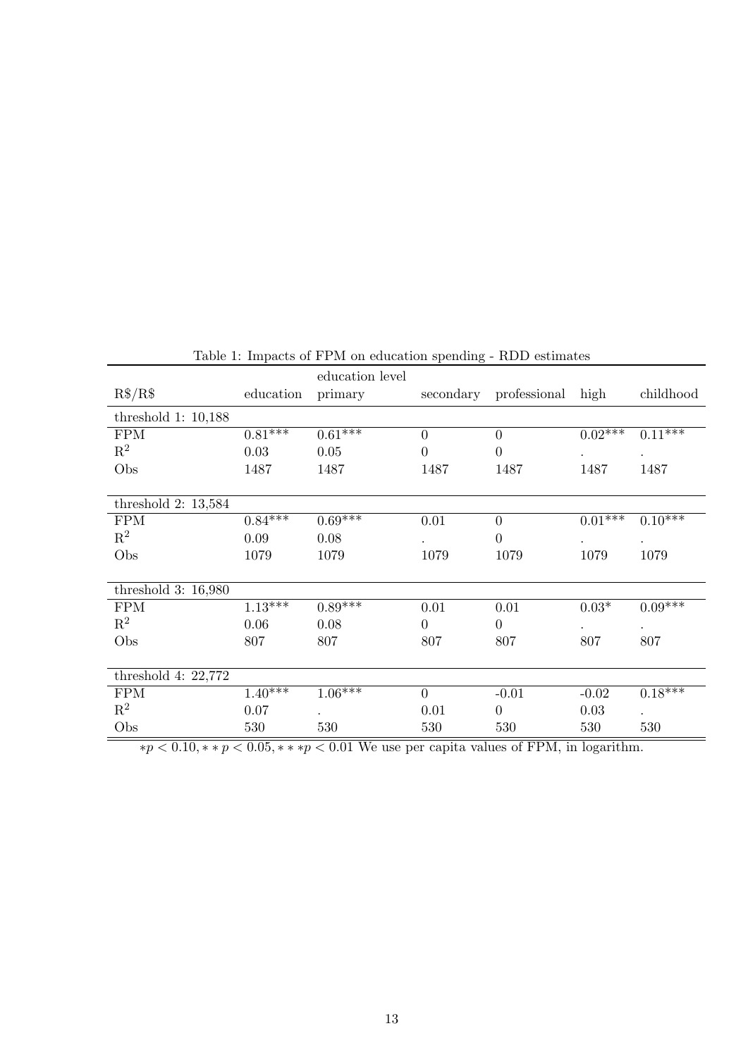Table 1: Impacts of FPM on education spending - RDD estimates

| | | education level | | | | |
|---|---|---|---|---|---|---|
| R$/R$ | education | primary | secondary | professional | high | childhood |
| threshold 1: 10,188 | | | | | | |
| FPM | 0.81*** | 0.61*** | 0 | 0 | 0.02*** | 0.11*** |
| $R^2$ | 0.03 | 0.05 | 0 | 0 | . | . |
| Obs | 1487 | 1487 | 1487 | 1487 | 1487 | 1487 |
| threshold 2: 13,584 | | | | | | |
| FPM | 0.84*** | 0.69*** | 0.01 | 0 | 0.01*** | 0.10*** |
| $R^2$ | 0.09 | 0.08 | . | 0 | . | . |
| Obs | 1079 | 1079 | 1079 | 1079 | 1079 | 1079 |
| threshold 3: 16,980 | | | | | | |
| FPM | 1.13*** | 0.89*** | 0.01 | 0.01 | 0.03* | 0.09*** |
| $R^2$ | 0.06 | 0.08 | 0 | 0 | . | . |
| Obs | 807 | 807 | 807 | 807 | 807 | 807 |
| threshold 4: 22,772 | | | | | | |
| FPM | 1.40*** | 1.06*** | 0 | -0.01 | -0.02 | 0.18*** |
| $R^2$ | 0.07 | . | 0.01 | 0 | 0.03 | . |
| Obs | 530 | 530 | 530 | 530 | 530 | 530 |

$*p < 0.10, **p < 0.05, ***p < 0.01$ We use per capita values of FPM, in logarithm.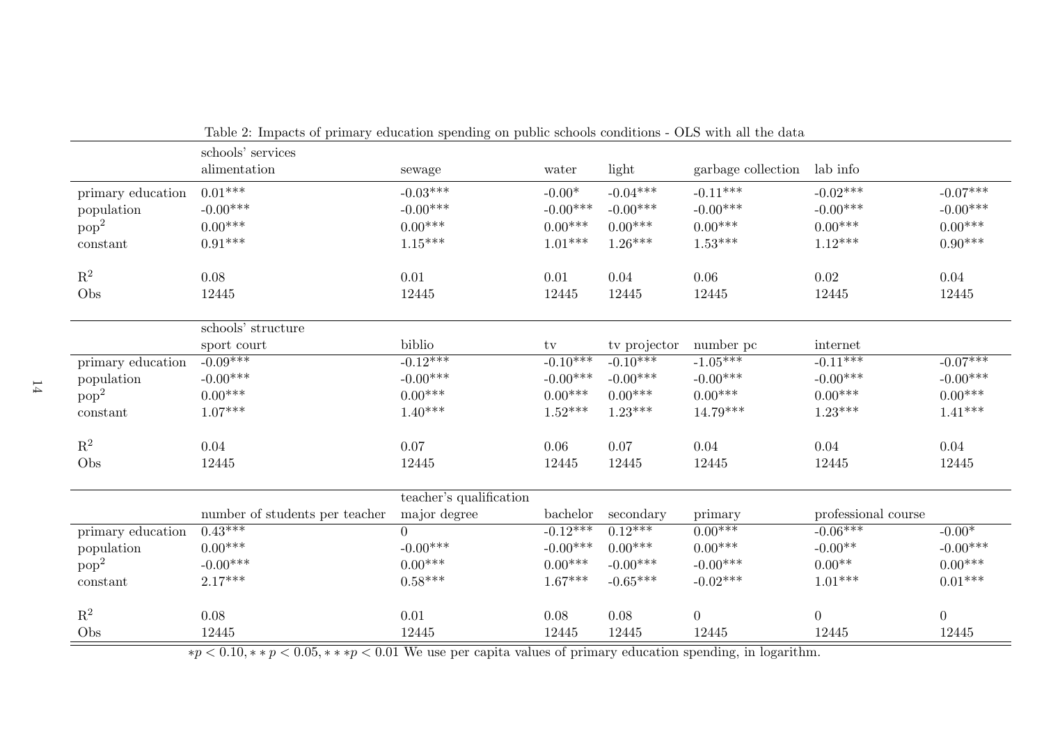Table 2: Impacts of primary education spending on public schools conditions - OLS with all the data

| | schools' services | | | | | | |
|---|---|---|---|---|---|---|---|
| | alimentation | sewage | water | light | garbage collection | lab info | |
| primary education | 0.01*** | -0.03*** | -0.00* | -0.04*** | -0.11*** | -0.02*** | -0.07*** |
| population | -0.00*** | -0.00*** | -0.00*** | -0.00*** | -0.00*** | -0.00*** | -0.00*** |
| $pop^2$ | 0.00*** | 0.00*** | 0.00*** | 0.00*** | 0.00*** | 0.00*** | 0.00*** |
| constant | 0.91*** | 1.15*** | 1.01*** | 1.26*** | 1.53*** | 1.12*** | 0.90*** |
| $R^2$ | 0.08 | 0.01 | 0.01 | 0.04 | 0.06 | 0.02 | 0.04 |
| Obs | 12445 | 12445 | 12445 | 12445 | 12445 | 12445 | 12445 |

| | schools' structure | | | | | | |
|---|---|---|---|---|---|---|---|
| | sport court | biblio | tv | tv projector | number pc | internet | |
| primary education | -0.09*** | -0.12*** | -0.10*** | -0.10*** | -1.05*** | -0.11*** | -0.07*** |
| population | -0.00*** | -0.00*** | -0.00*** | -0.00*** | -0.00*** | -0.00*** | -0.00*** |
| $pop^2$ | 0.00*** | 0.00*** | 0.00*** | 0.00*** | 0.00*** | 0.00*** | 0.00*** |
| constant | 1.07*** | 1.40*** | 1.52*** | 1.23*** | 14.79*** | 1.23*** | 1.41*** |
| $R^2$ | 0.04 | 0.07 | 0.06 | 0.07 | 0.04 | 0.04 | 0.04 |
| Obs | 12445 | 12445 | 12445 | 12445 | 12445 | 12445 | 12445 |

| | | teacher's qualification | | | | | |
|---|---|---|---|---|---|---|---|
| | number of students per teacher | major degree | bachelor | secondary | primary | professional course | |
| primary education | 0.43*** | 0 | -0.12*** | 0.12*** | 0.00*** | -0.06*** | -0.00* |
| population | 0.00*** | -0.00*** | -0.00*** | 0.00*** | 0.00*** | -0.00** | -0.00*** |
| $pop^2$ | -0.00*** | 0.00*** | 0.00*** | -0.00*** | -0.00*** | 0.00** | 0.00*** |
| constant | 2.17*** | 0.58*** | 1.67*** | -0.65*** | -0.02*** | 1.01*** | 0.01*** |
| $R^2$ | 0.08 | 0.01 | 0.08 | 0.08 | 0 | 0 | 0 |
| Obs | 12445 | 12445 | 12445 | 12445 | 12445 | 12445 | 12445 |

$*p < 0.10, **p < 0.05, ***p < 0.01$ We use per capita values of primary education spending, in logarithm.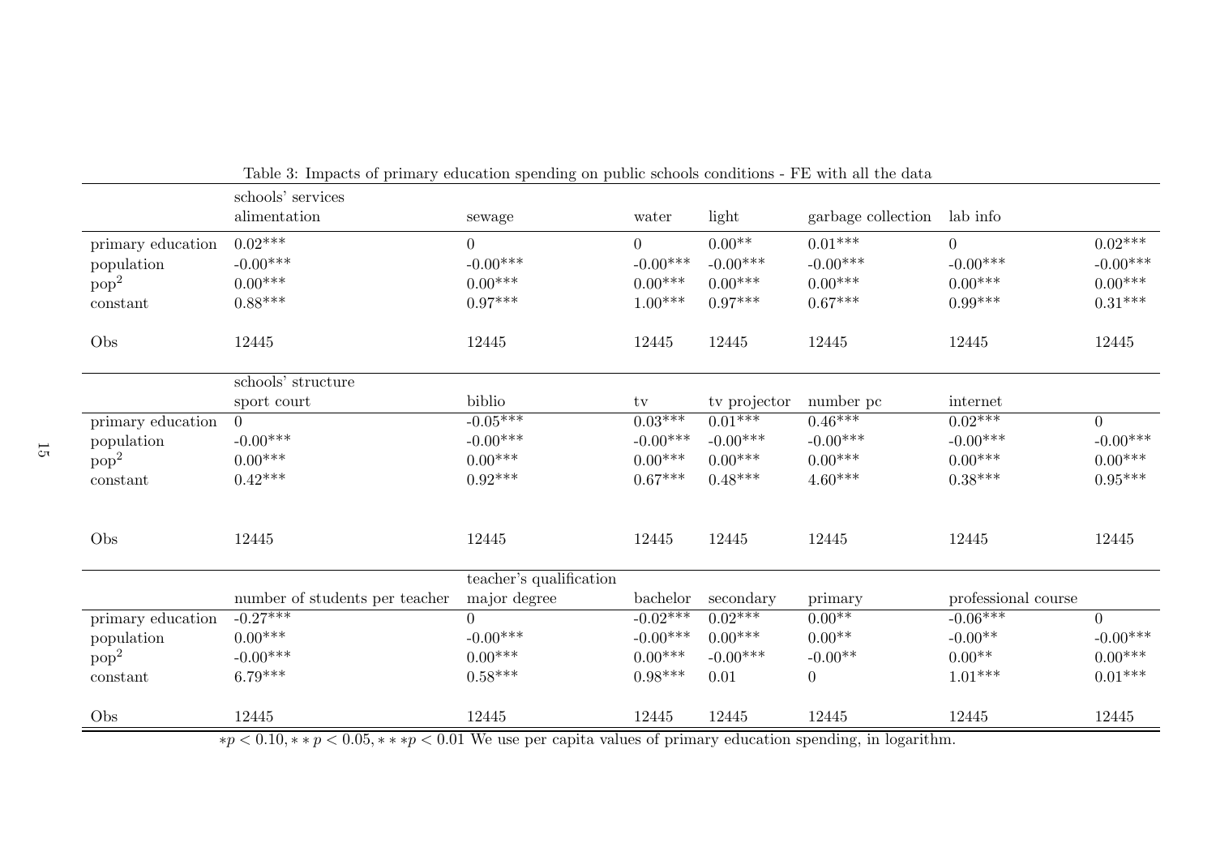Table 3: Impacts of primary education spending on public schools conditions - FE with all the data

| | schools' services | | | | | | |
|---|---|---|---|---|---|---|---|
| | alimentation | sewage | water | light | garbage collection | lab info | |
| primary education | 0.02*** | 0 | 0 | 0.00** | 0.01*** | 0 | 0.02*** |
| population | -0.00*** | -0.00*** | -0.00*** | -0.00*** | -0.00*** | -0.00*** | -0.00*** |
| pop$^2$ | 0.00*** | 0.00*** | 0.00*** | 0.00*** | 0.00*** | 0.00*** | 0.00*** |
| constant | 0.88*** | 0.97*** | 1.00*** | 0.97*** | 0.67*** | 0.99*** | 0.31*** |
| Obs | 12445 | 12445 | 12445 | 12445 | 12445 | 12445 | 12445 |
| | schools' structure | | | | | | |
| | sport court | biblio | tv | tv projector | number pc | internet | |
| primary education | 0 | -0.05*** | 0.03*** | 0.01*** | 0.46*** | 0.02*** | 0 |
| population | -0.00*** | -0.00*** | -0.00*** | -0.00*** | -0.00*** | -0.00*** | -0.00*** |
| pop$^2$ | 0.00*** | 0.00*** | 0.00*** | 0.00*** | 0.00*** | 0.00*** | 0.00*** |
| constant | 0.42*** | 0.92*** | 0.67*** | 0.48*** | 4.60*** | 0.38*** | 0.95*** |
| Obs | 12445 | 12445 | 12445 | 12445 | 12445 | 12445 | 12445 |
| | | teacher's qualification | | | | | |
| | number of students per teacher | major degree | bachelor | secondary | primary | professional course | |
| primary education | -0.27*** | 0 | -0.02*** | 0.02*** | 0.00** | -0.06*** | 0 |
| population | 0.00*** | -0.00*** | -0.00*** | 0.00*** | 0.00** | -0.00** | -0.00*** |
| pop$^2$ | -0.00*** | 0.00*** | 0.00*** | -0.00*** | -0.00** | 0.00** | 0.00*** |
| constant | 6.79*** | 0.58*** | 0.98*** | 0.01 | 0 | 1.01*** | 0.01*** |
| Obs | 12445 | 12445 | 12445 | 12445 | 12445 | 12445 | 12445 |

$*p < 0.10, **p < 0.05, ***p < 0.01$ We use per capita values of primary education spending, in logarithm.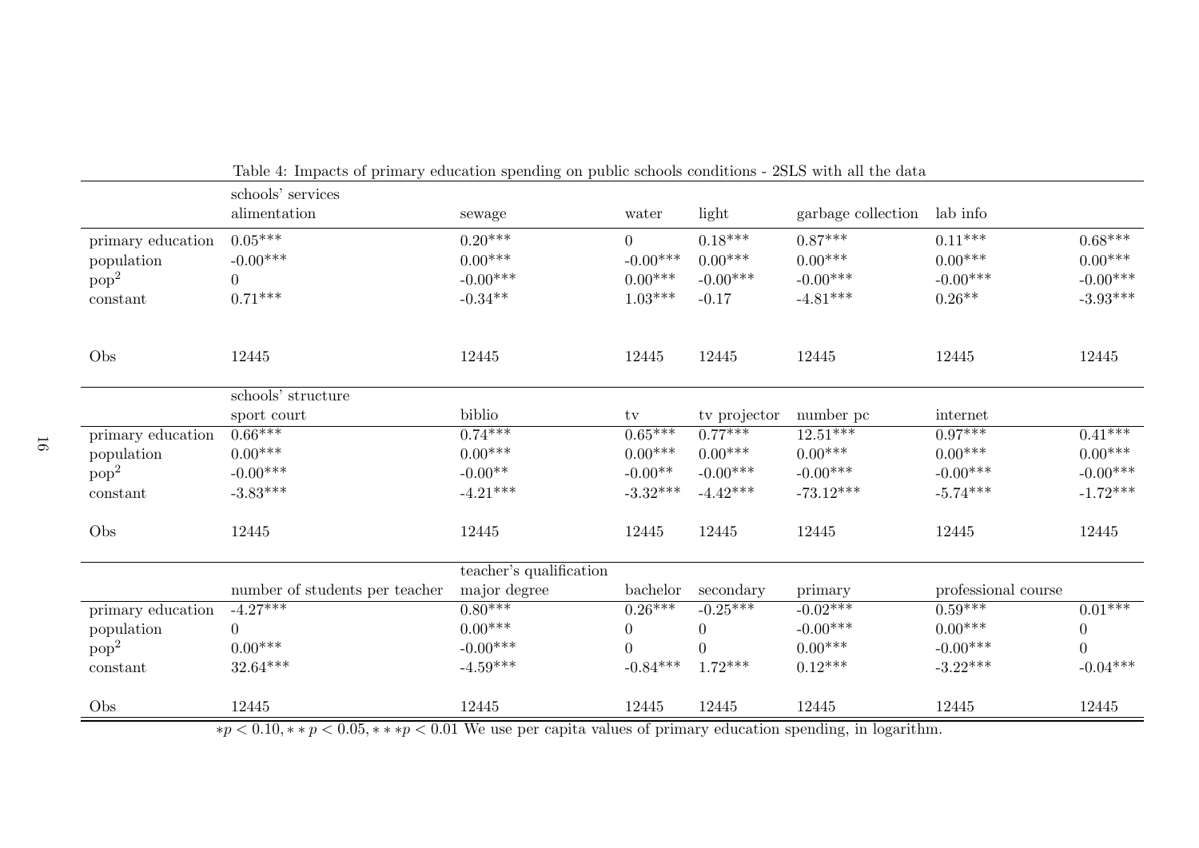Table 4: Impacts of primary education spending on public schools conditions - 2SLS with all the data

| | schools' services alimentation | sewage | water | light | garbage collection | lab info | |
|---|---|---|---|---|---|---|---|
| primary education | 0.05*** | 0.20*** | 0 | 0.18*** | 0.87*** | 0.11*** | 0.68*** |
| population | -0.00*** | 0.00*** | -0.00*** | 0.00*** | 0.00*** | 0.00*** | 0.00*** |
| pop$^2$ | 0 | -0.00*** | 0.00*** | -0.00*** | -0.00*** | -0.00*** | -0.00*** |
| constant | 0.71*** | -0.34** | 1.03*** | -0.17 | -4.81*** | 0.26** | -3.93*** |
| Obs | 12445 | 12445 | 12445 | 12445 | 12445 | 12445 | 12445 |
| | **schools' structure** sport court | biblio | tv | tv projector | number pc | internet | |
| primary education | 0.66*** | 0.74*** | 0.65*** | 0.77*** | 12.51*** | 0.97*** | 0.41*** |
| population | 0.00*** | 0.00*** | 0.00*** | 0.00*** | 0.00*** | 0.00*** | 0.00*** |
| pop$^2$ | -0.00*** | -0.00** | -0.00** | -0.00*** | -0.00*** | -0.00*** | -0.00*** |
| constant | -3.83*** | -4.21*** | -3.32*** | -4.42*** | -73.12*** | -5.74*** | -1.72*** |
| Obs | 12445 | 12445 | 12445 | 12445 | 12445 | 12445 | 12445 |
| | number of students per teacher | **teacher's qualification** major degree | bachelor | secondary | primary | professional course | |
| primary education | -4.27*** | 0.80*** | 0.26*** | -0.25*** | -0.02*** | 0.59*** | 0.01*** |
| population | 0 | 0.00*** | 0 | 0 | -0.00*** | 0.00*** | 0 |
| pop$^2$ | 0.00*** | -0.00*** | 0 | 0 | 0.00*** | -0.00*** | 0 |
| constant | 32.64*** | -4.59*** | -0.84*** | 1.72*** | 0.12*** | -3.22*** | -0.04*** |
| Obs | 12445 | 12445 | 12445 | 12445 | 12445 | 12445 | 12445 |

$*p < 0.10, **p < 0.05, ***p < 0.01$ We use per capita values of primary education spending, in logarithm.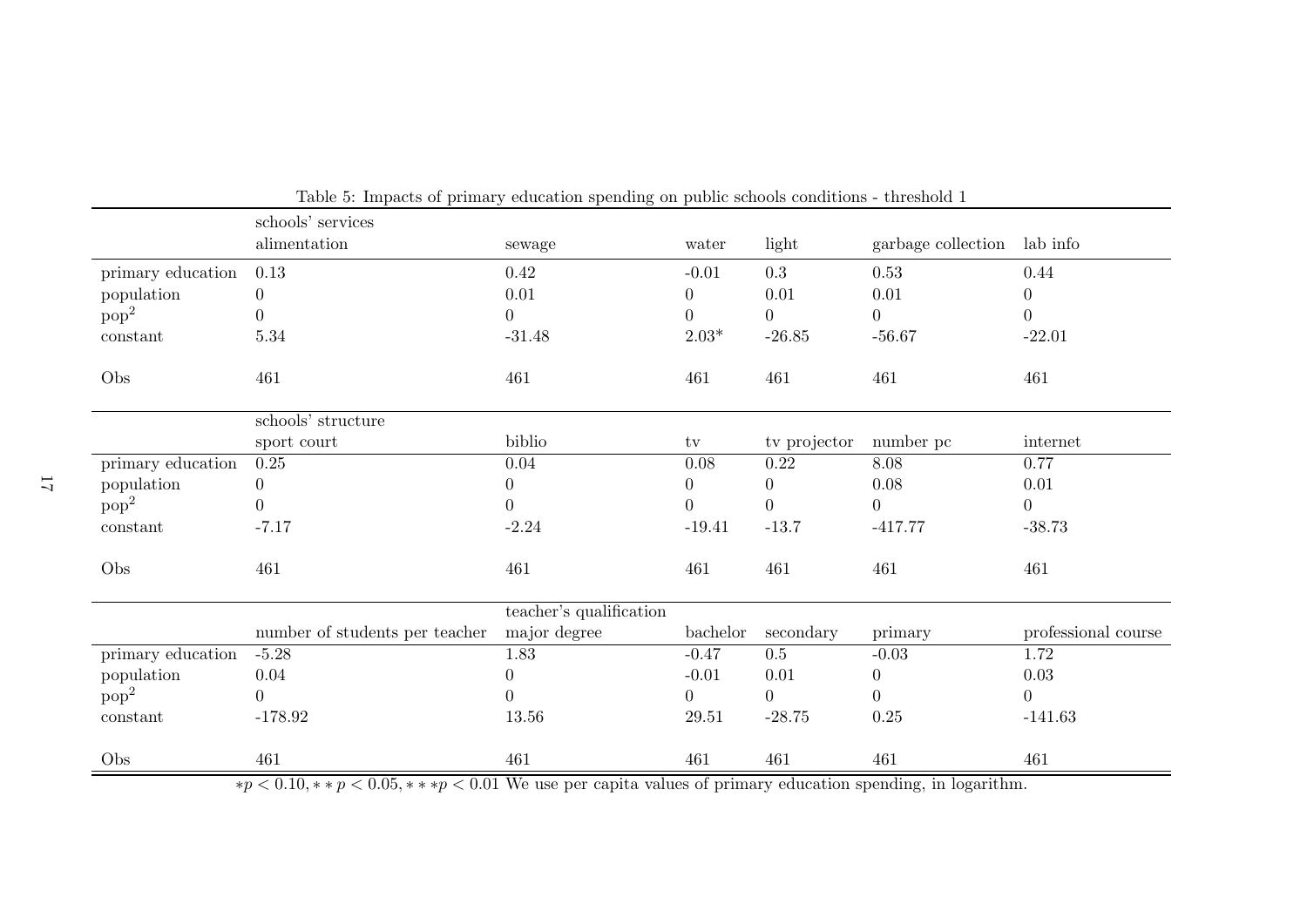Table 5: Impacts of primary education spending on public schools conditions - threshold 1

| | schools' services | | | | | |
|---|---|---|---|---|---|---|
| | alimentation | sewage | water | light | garbage collection | lab info |
| primary education | 0.13 | 0.42 | -0.01 | 0.3 | 0.53 | 0.44 |
| population | 0 | 0.01 | 0 | 0.01 | 0.01 | 0 |
| pop$^2$ | 0 | 0 | 0 | 0 | 0 | 0 |
| constant | 5.34 | -31.48 | 2.03* | -26.85 | -56.67 | -22.01 |
| Obs | 461 | 461 | 461 | 461 | 461 | 461 |
| | schools' structure | | | | | |
| | sport court | biblio | tv | tv projector | number pc | internet |
| primary education | 0.25 | 0.04 | 0.08 | 0.22 | 8.08 | 0.77 |
| population | 0 | 0 | 0 | 0 | 0.08 | 0.01 |
| pop$^2$ | 0 | 0 | 0 | 0 | 0 | 0 |
| constant | -7.17 | -2.24 | -19.41 | -13.7 | -417.77 | -38.73 |
| Obs | 461 | 461 | 461 | 461 | 461 | 461 |
| | | teacher's qualification | | | | |
| | number of students per teacher | major degree | bachelor | secondary | primary | professional course |
| primary education | -5.28 | 1.83 | -0.47 | 0.5 | -0.03 | 1.72 |
| population | 0.04 | 0 | -0.01 | 0.01 | 0 | 0.03 |
| pop$^2$ | 0 | 0 | 0 | 0 | 0 | 0 |
| constant | -178.92 | 13.56 | 29.51 | -28.75 | 0.25 | -141.63 |
| Obs | 461 | 461 | 461 | 461 | 461 | 461 |

$*p < 0.10, **p < 0.05, ***p < 0.01$ We use per capita values of primary education spending, in logarithm.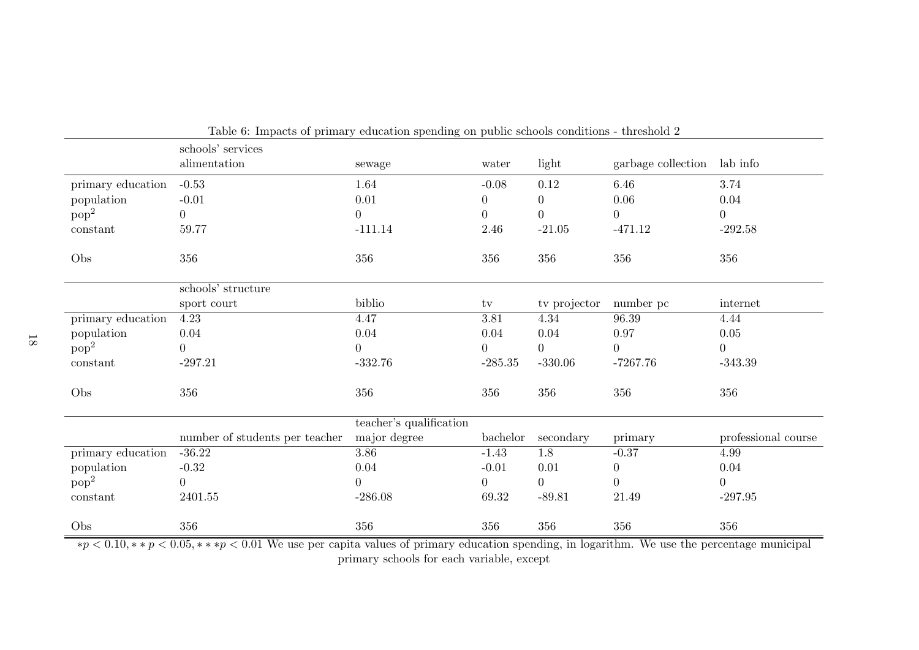Table 6: Impacts of primary education spending on public schools conditions - threshold 2

| | schools' services | | | | | |
|---|---|---|---|---|---|---|
| | alimentation | sewage | water | light | garbage collection | lab info |
| primary education | -0.53 | 1.64 | -0.08 | 0.12 | 6.46 | 3.74 |
| population | -0.01 | 0.01 | 0 | 0 | 0.06 | 0.04 |
| pop$^2$ | 0 | 0 | 0 | 0 | 0 | 0 |
| constant | 59.77 | -111.14 | 2.46 | -21.05 | -471.12 | -292.58 |
| Obs | 356 | 356 | 356 | 356 | 356 | 356 |
| | schools' structure | | | | | |
| | sport court | biblio | tv | tv projector | number pc | internet |
| primary education | 4.23 | 4.47 | 3.81 | 4.34 | 96.39 | 4.44 |
| population | 0.04 | 0.04 | 0.04 | 0.04 | 0.97 | 0.05 |
| pop$^2$ | 0 | 0 | 0 | 0 | 0 | 0 |
| constant | -297.21 | -332.76 | -285.35 | -330.06 | -7267.76 | -343.39 |
| Obs | 356 | 356 | 356 | 356 | 356 | 356 |
| | | teacher's qualification | | | | |
| | number of students per teacher | major degree | bachelor | secondary | primary | professional course |
| primary education | -36.22 | 3.86 | -1.43 | 1.8 | -0.37 | 4.99 |
| population | -0.32 | 0.04 | -0.01 | 0.01 | 0 | 0.04 |
| pop$^2$ | 0 | 0 | 0 | 0 | 0 | 0 |
| constant | 2401.55 | -286.08 | 69.32 | -89.81 | 21.49 | -297.95 |
| Obs | 356 | 356 | 356 | 356 | 356 | 356 |

$*p < 0.10, **p < 0.05, ***p < 0.01$ We use per capita values of primary education spending, in logarithm. We use the percentage municipal primary schools for each variable, except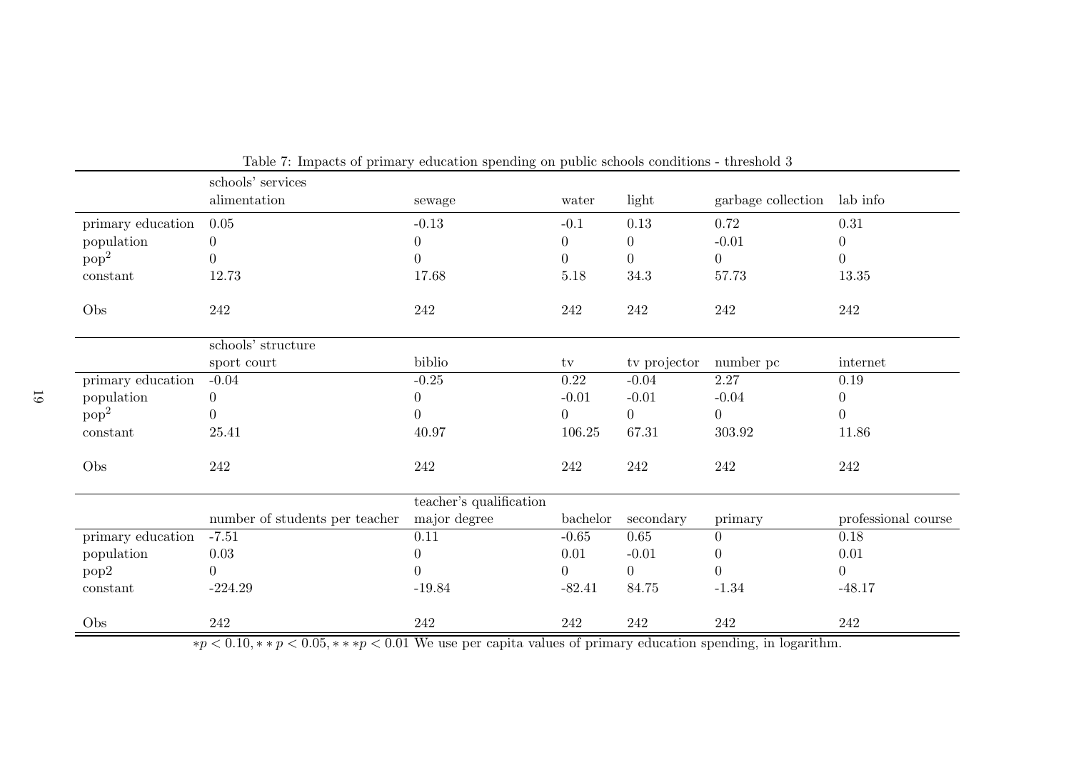Table 7: Impacts of primary education spending on public schools conditions - threshold 3

| | schools' services | | | | | |
|---|---|---|---|---|---|---|
| | alimentation | sewage | water | light | garbage collection | lab info |
| primary education | 0.05 | -0.13 | -0.1 | 0.13 | 0.72 | 0.31 |
| population | 0 | 0 | 0 | 0 | -0.01 | 0 |
| $\text{pop}^2$ | 0 | 0 | 0 | 0 | 0 | 0 |
| constant | 12.73 | 17.68 | 5.18 | 34.3 | 57.73 | 13.35 |
| Obs | 242 | 242 | 242 | 242 | 242 | 242 |
| | schools' structure | | | | | |
| | sport court | biblio | tv | tv projector | number pc | internet |
| primary education | -0.04 | -0.25 | 0.22 | -0.04 | 2.27 | 0.19 |
| population | 0 | 0 | -0.01 | -0.01 | -0.04 | 0 |
| $\text{pop}^2$ | 0 | 0 | 0 | 0 | 0 | 0 |
| constant | 25.41 | 40.97 | 106.25 | 67.31 | 303.92 | 11.86 |
| Obs | 242 | 242 | 242 | 242 | 242 | 242 |
| | | teacher's qualification | | | | |
| | number of students per teacher | major degree | bachelor | secondary | primary | professional course |
| primary education | -7.51 | 0.11 | -0.65 | 0.65 | 0 | 0.18 |
| population | 0.03 | 0 | 0.01 | -0.01 | 0 | 0.01 |
| pop2 | 0 | 0 | 0 | 0 | 0 | 0 |
| constant | -224.29 | -19.84 | -82.41 | 84.75 | -1.34 | -48.17 |
| Obs | 242 | 242 | 242 | 242 | 242 | 242 |

$*p < 0.10, **p < 0.05, ***p < 0.01$ We use per capita values of primary education spending, in logarithm.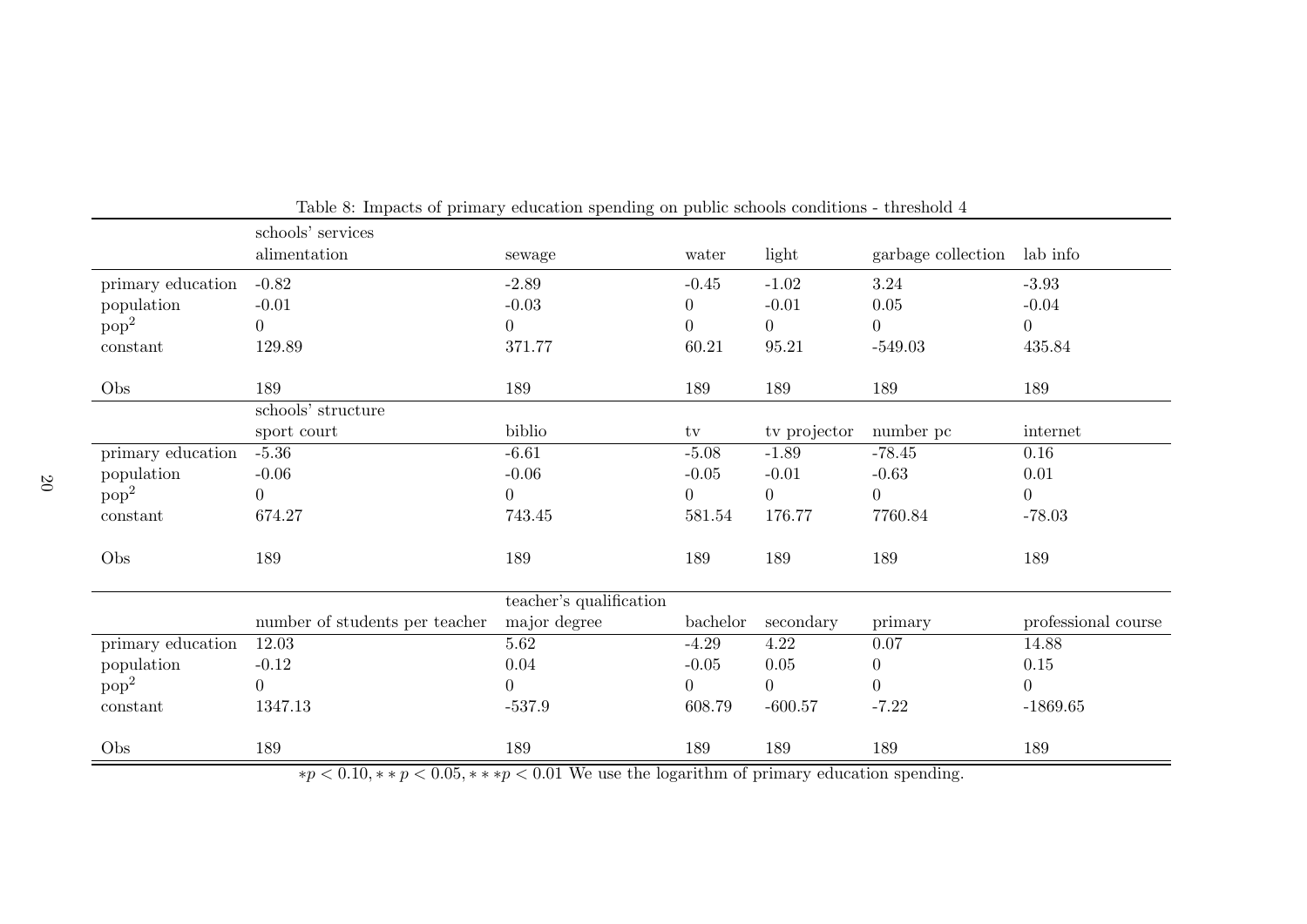Table 8: Impacts of primary education spending on public schools conditions - threshold 4

| | schools' services | | | | | |
|---|---|---|---|---|---|---|
| | alimentation | sewage | water | light | garbage collection | lab info |
| primary education | -0.82 | -2.89 | -0.45 | -1.02 | 3.24 | -3.93 |
| population | -0.01 | -0.03 | 0 | -0.01 | 0.05 | -0.04 |
| pop$^2$ | 0 | 0 | 0 | 0 | 0 | 0 |
| constant | 129.89 | 371.77 | 60.21 | 95.21 | -549.03 | 435.84 |
| Obs | 189 | 189 | 189 | 189 | 189 | 189 |
| | schools' structure | | | | | |
| | sport court | biblio | tv | tv projector | number pc | internet |
| primary education | -5.36 | -6.61 | -5.08 | -1.89 | -78.45 | 0.16 |
| population | -0.06 | -0.06 | -0.05 | -0.01 | -0.63 | 0.01 |
| pop$^2$ | 0 | 0 | 0 | 0 | 0 | 0 |
| constant | 674.27 | 743.45 | 581.54 | 176.77 | 7760.84 | -78.03 |
| Obs | 189 | 189 | 189 | 189 | 189 | 189 |
| | | teacher's qualification | | | | |
| | number of students per teacher | major degree | bachelor | secondary | primary | professional course |
| primary education | 12.03 | 5.62 | -4.29 | 4.22 | 0.07 | 14.88 |
| population | -0.12 | 0.04 | -0.05 | 0.05 | 0 | 0.15 |
| pop$^2$ | 0 | 0 | 0 | 0 | 0 | 0 |
| constant | 1347.13 | -537.9 | 608.79 | -600.57 | -7.22 | -1869.65 |
| Obs | 189 | 189 | 189 | 189 | 189 | 189 |

$*p < 0.10, **p < 0.05, ***p < 0.01$ We use the logarithm of primary education spending.